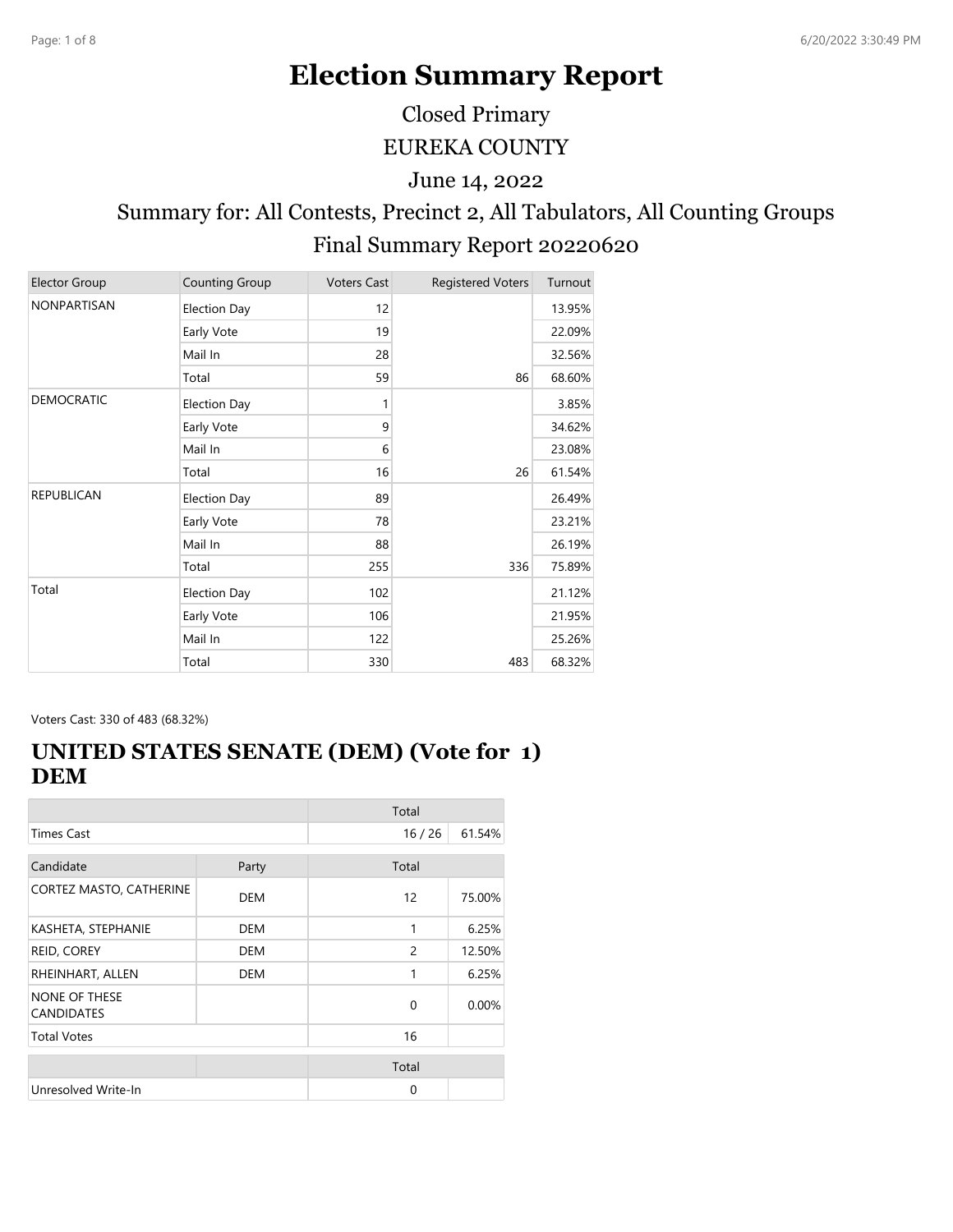# Election Summary Report

Closed Primary

EUREKA COUNTY

June 14, 2022

Summary for: All Contests, Precinct 2, All Tabulators, All Counting Groups

Final Summary Report 20220620

| Elector Group | Counting Group | Voters Cast | Registered Voters | Turnout |
|---|---|---|---|---|
| NONPARTISAN | Election Day | 12 | | 13.95% |
| | Early Vote | 19 | | 22.09% |
| | Mail In | 28 | | 32.56% |
| | Total | 59 | 86 | 68.60% |
| DEMOCRATIC | Election Day | 1 | | 3.85% |
| | Early Vote | 9 | | 34.62% |
| | Mail In | 6 | | 23.08% |
| | Total | 16 | 26 | 61.54% |
| REPUBLICAN | Election Day | 89 | | 26.49% |
| | Early Vote | 78 | | 23.21% |
| | Mail In | 88 | | 26.19% |
| | Total | 255 | 336 | 75.89% |
| Total | Election Day | 102 | | 21.12% |
| | Early Vote | 106 | | 21.95% |
| | Mail In | 122 | | 25.26% |
| | Total | 330 | 483 | 68.32% |

Voters Cast: 330 of 483 (68.32%)

## UNITED STATES SENATE (DEM) (Vote for 1) DEM

| | | Total | |
|---|---|---|---|
| Times Cast | | 16 / 26 | 61.54% |

| Candidate | Party | Total | |
|---|---|---|---|
| CORTEZ MASTO, CATHERINE | DEM | 12 | 75.00% |
| KASHETA, STEPHANIE | DEM | 1 | 6.25% |
| REID, COREY | DEM | 2 | 12.50% |
| RHEINHART, ALLEN | DEM | 1 | 6.25% |
| NONE OF THESE CANDIDATES | | 0 | 0.00% |
| Total Votes | | 16 | |

| | | Total | |
|---|---|---|---|
| Unresolved Write-In | | 0 | |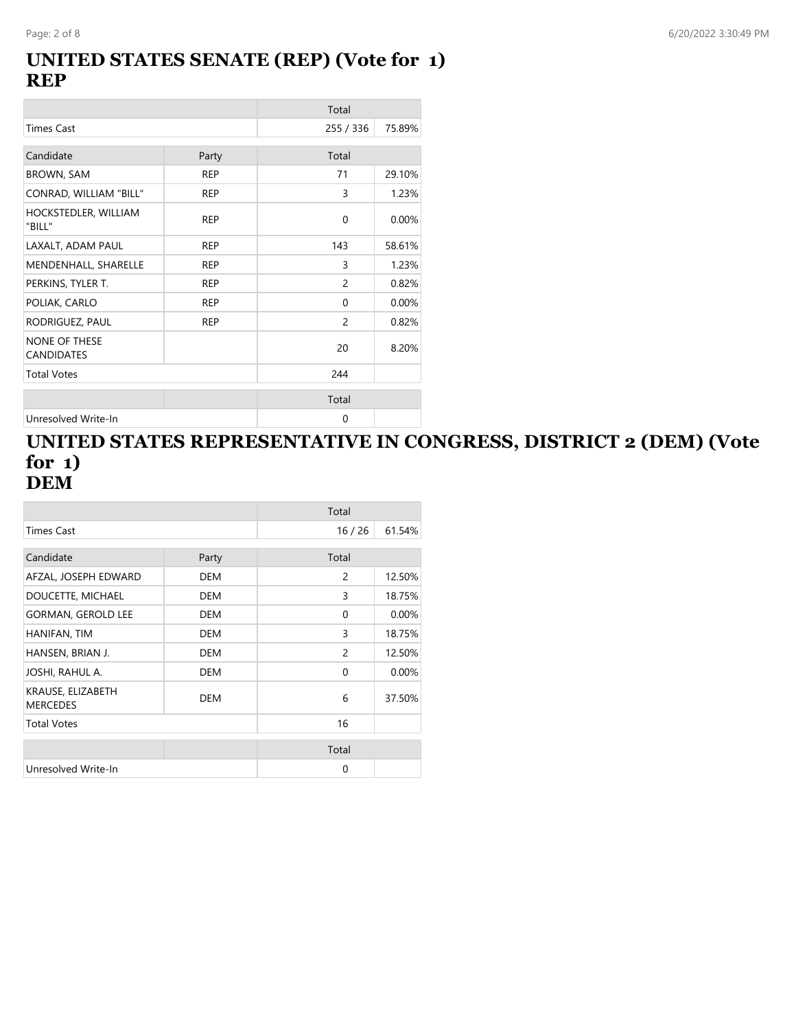## UNITED STATES SENATE (REP) (Vote for 1)
## REP

| | | Total | |
|---|---|---|---|
| Times Cast | | 255 / 336 | 75.89% |
| Candidate | Party | Total | |
| BROWN, SAM | REP | 71 | 29.10% |
| CONRAD, WILLIAM "BILL" | REP | 3 | 1.23% |
| HOCKSTEDLER, WILLIAM "BILL" | REP | 0 | 0.00% |
| LAXALT, ADAM PAUL | REP | 143 | 58.61% |
| MENDENHALL, SHARELLE | REP | 3 | 1.23% |
| PERKINS, TYLER T. | REP | 2 | 0.82% |
| POLIAK, CARLO | REP | 0 | 0.00% |
| RODRIGUEZ, PAUL | REP | 2 | 0.82% |
| NONE OF THESE CANDIDATES | | 20 | 8.20% |
| Total Votes | | 244 | |
| | | Total | |
| Unresolved Write-In | | 0 | |

## UNITED STATES REPRESENTATIVE IN CONGRESS, DISTRICT 2 (DEM) (Vote for 1)
## DEM

| | | Total | |
|---|---|---|---|
| Times Cast | | 16 / 26 | 61.54% |
| Candidate | Party | Total | |
| AFZAL, JOSEPH EDWARD | DEM | 2 | 12.50% |
| DOUCETTE, MICHAEL | DEM | 3 | 18.75% |
| GORMAN, GEROLD LEE | DEM | 0 | 0.00% |
| HANIFAN, TIM | DEM | 3 | 18.75% |
| HANSEN, BRIAN J. | DEM | 2 | 12.50% |
| JOSHI, RAHUL A. | DEM | 0 | 0.00% |
| KRAUSE, ELIZABETH MERCEDES | DEM | 6 | 37.50% |
| Total Votes | | 16 | |
| | | Total | |
| Unresolved Write-In | | 0 | |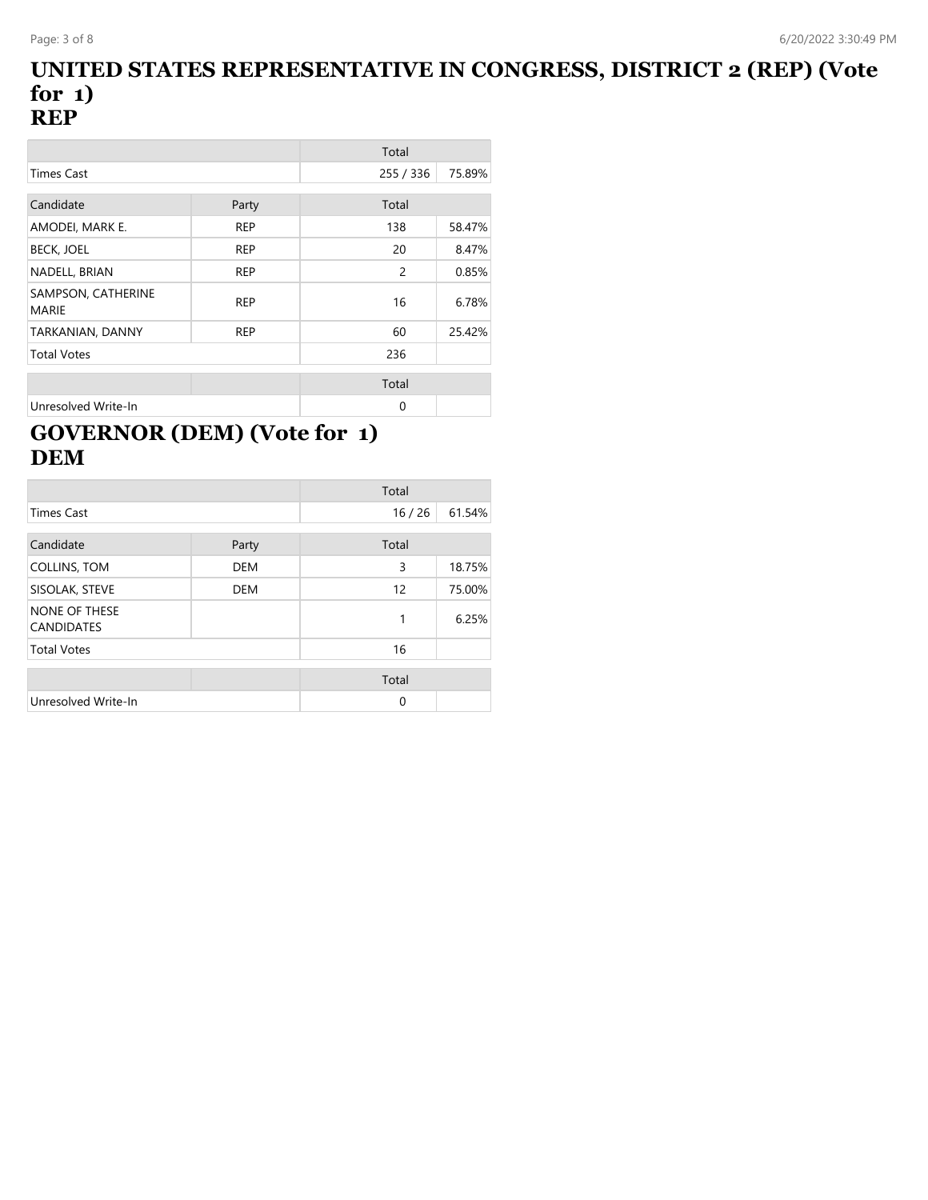# UNITED STATES REPRESENTATIVE IN CONGRESS, DISTRICT 2 (REP) (Vote for 1)
# REP

| | | Total | |
|---|---|---|---|
| Times Cast | | 255 / 336 | 75.89% |

| Candidate | Party | Total | |
|---|---|---|---|
| AMODEI, MARK E. | REP | 138 | 58.47% |
| BECK, JOEL | REP | 20 | 8.47% |
| NADELL, BRIAN | REP | 2 | 0.85% |
| SAMPSON, CATHERINE MARIE | REP | 16 | 6.78% |
| TARKANIAN, DANNY | REP | 60 | 25.42% |
| Total Votes | | 236 | |

| | | Total | |
|---|---|---|---|
| Unresolved Write-In | | 0 | |

# GOVERNOR (DEM) (Vote for 1)
# DEM

| | | Total | |
|---|---|---|---|
| Times Cast | | 16 / 26 | 61.54% |

| Candidate | Party | Total | |
|---|---|---|---|
| COLLINS, TOM | DEM | 3 | 18.75% |
| SISOLAK, STEVE | DEM | 12 | 75.00% |
| NONE OF THESE CANDIDATES | | 1 | 6.25% |
| Total Votes | | 16 | |

| | | Total | |
|---|---|---|---|
| Unresolved Write-In | | 0 | |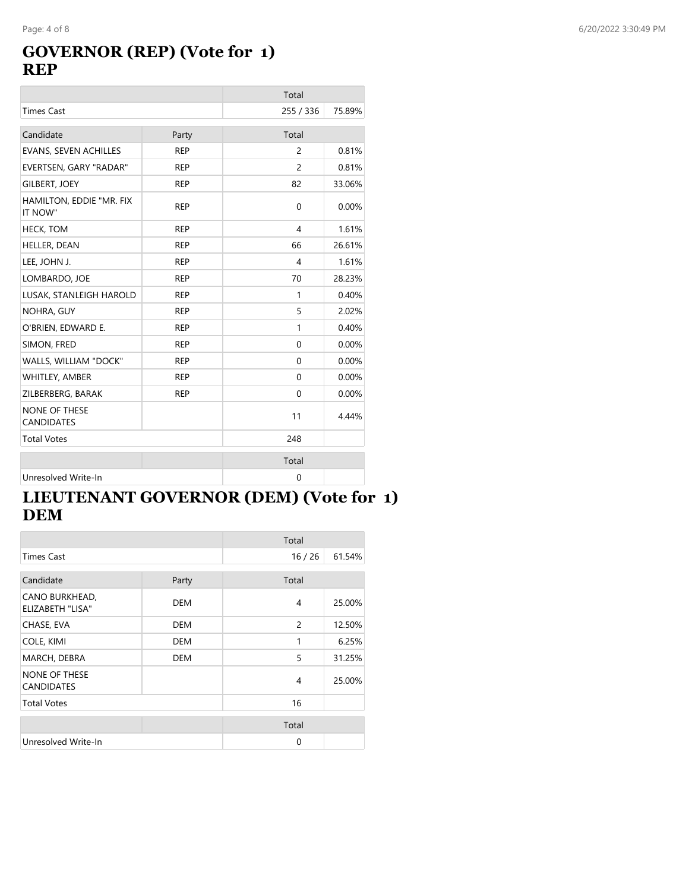# GOVERNOR (REP) (Vote for 1)
# REP

| | Total | |
|---|---|---|
| Times Cast | 255 / 336 | 75.89% |

| Candidate | Party | Total | |
|---|---|---|---|
| EVANS, SEVEN ACHILLES | REP | 2 | 0.81% |
| EVERTSEN, GARY "RADAR" | REP | 2 | 0.81% |
| GILBERT, JOEY | REP | 82 | 33.06% |
| HAMILTON, EDDIE "MR. FIX IT NOW" | REP | 0 | 0.00% |
| HECK, TOM | REP | 4 | 1.61% |
| HELLER, DEAN | REP | 66 | 26.61% |
| LEE, JOHN J. | REP | 4 | 1.61% |
| LOMBARDO, JOE | REP | 70 | 28.23% |
| LUSAK, STANLEIGH HAROLD | REP | 1 | 0.40% |
| NOHRA, GUY | REP | 5 | 2.02% |
| O'BRIEN, EDWARD E. | REP | 1 | 0.40% |
| SIMON, FRED | REP | 0 | 0.00% |
| WALLS, WILLIAM "DOCK" | REP | 0 | 0.00% |
| WHITLEY, AMBER | REP | 0 | 0.00% |
| ZILBERBERG, BARAK | REP | 0 | 0.00% |
| NONE OF THESE CANDIDATES | | 11 | 4.44% |
| Total Votes | | 248 | |

| | | Total | |
|---|---|---|---|
| Unresolved Write-In | | 0 | |

# LIEUTENANT GOVERNOR (DEM) (Vote for 1)
# DEM

| | Total | |
|---|---|---|
| Times Cast | 16 / 26 | 61.54% |

| Candidate | Party | Total | |
|---|---|---|---|
| CANO BURKHEAD, ELIZABETH "LISA" | DEM | 4 | 25.00% |
| CHASE, EVA | DEM | 2 | 12.50% |
| COLE, KIMI | DEM | 1 | 6.25% |
| MARCH, DEBRA | DEM | 5 | 31.25% |
| NONE OF THESE CANDIDATES | | 4 | 25.00% |
| Total Votes | | 16 | |

| | | Total | |
|---|---|---|---|
| Unresolved Write-In | | 0 | |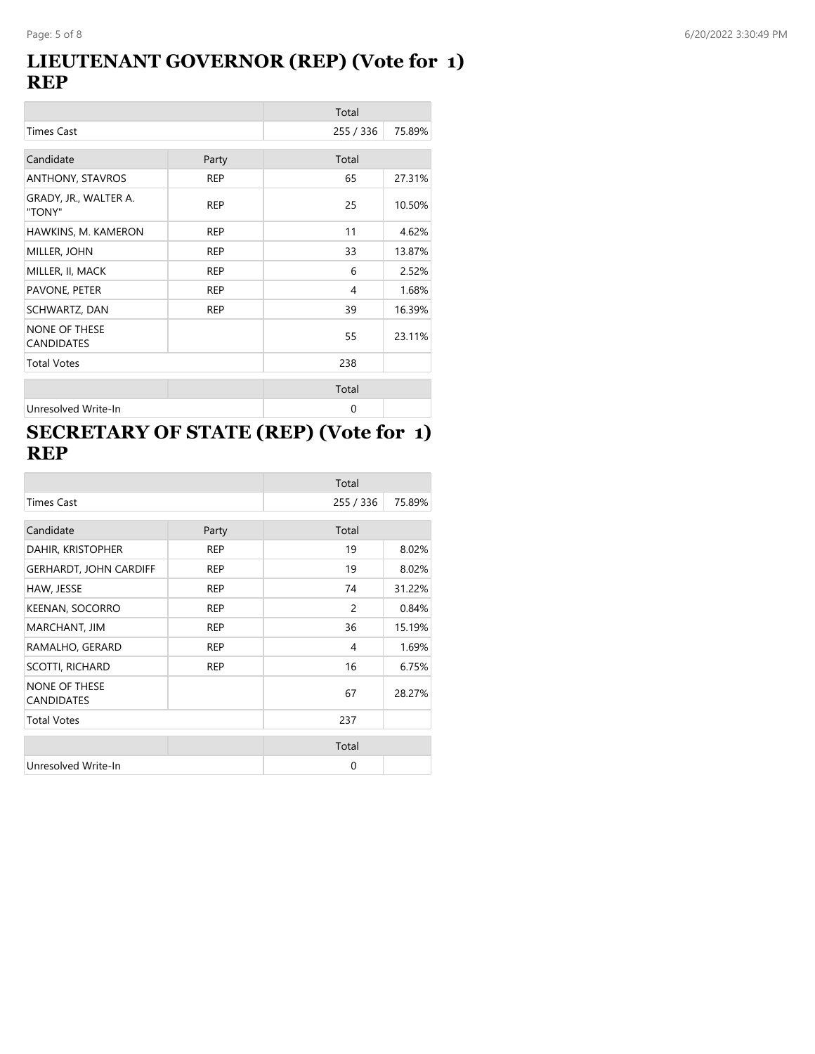## LIEUTENANT GOVERNOR (REP) (Vote for 1) REP

| | | Total | |
|---|---|---|---|
| Times Cast | | 255 / 336 | 75.89% |
| Candidate | Party | Total | |
| ANTHONY, STAVROS | REP | 65 | 27.31% |
| GRADY, JR., WALTER A. "TONY" | REP | 25 | 10.50% |
| HAWKINS, M. KAMERON | REP | 11 | 4.62% |
| MILLER, JOHN | REP | 33 | 13.87% |
| MILLER, II, MACK | REP | 6 | 2.52% |
| PAVONE, PETER | REP | 4 | 1.68% |
| SCHWARTZ, DAN | REP | 39 | 16.39% |
| NONE OF THESE CANDIDATES | | 55 | 23.11% |
| Total Votes | | 238 | |

| | | Total | |
|---|---|---|---|
| Unresolved Write-In | | 0 | |

## SECRETARY OF STATE (REP) (Vote for 1) REP

| | | Total | |
|---|---|---|---|
| Times Cast | | 255 / 336 | 75.89% |
| Candidate | Party | Total | |
| DAHIR, KRISTOPHER | REP | 19 | 8.02% |
| GERHARDT, JOHN CARDIFF | REP | 19 | 8.02% |
| HAW, JESSE | REP | 74 | 31.22% |
| KEENAN, SOCORRO | REP | 2 | 0.84% |
| MARCHANT, JIM | REP | 36 | 15.19% |
| RAMALHO, GERARD | REP | 4 | 1.69% |
| SCOTTI, RICHARD | REP | 16 | 6.75% |
| NONE OF THESE CANDIDATES | | 67 | 28.27% |
| Total Votes | | 237 | |

| | | Total | |
|---|---|---|---|
| Unresolved Write-In | | 0 | |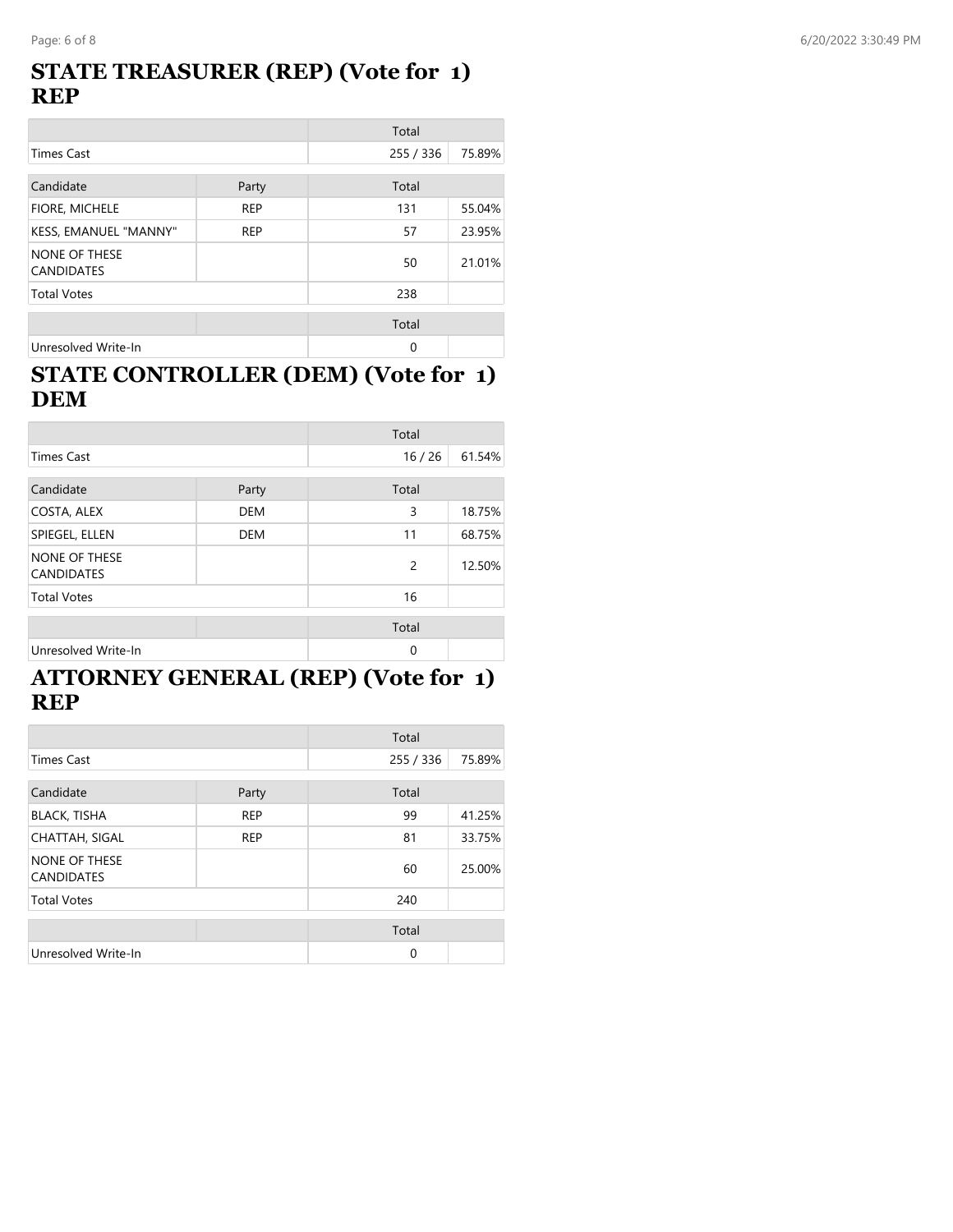## STATE TREASURER (REP) (Vote for 1) REP

| | | Total | |
|---|---|---|---|
| Times Cast | | 255 / 336 | 75.89% |
| Candidate | Party | Total | |
| FIORE, MICHELE | REP | 131 | 55.04% |
| KESS, EMANUEL "MANNY" | REP | 57 | 23.95% |
| NONE OF THESE CANDIDATES | | 50 | 21.01% |
| Total Votes | | 238 | |
| | | Total | |
| Unresolved Write-In | | 0 | |

## STATE CONTROLLER (DEM) (Vote for 1) DEM

| | | Total | |
|---|---|---|---|
| Times Cast | | 16 / 26 | 61.54% |
| Candidate | Party | Total | |
| COSTA, ALEX | DEM | 3 | 18.75% |
| SPIEGEL, ELLEN | DEM | 11 | 68.75% |
| NONE OF THESE CANDIDATES | | 2 | 12.50% |
| Total Votes | | 16 | |
| | | Total | |
| Unresolved Write-In | | 0 | |

## ATTORNEY GENERAL (REP) (Vote for 1) REP

| | | Total | |
|---|---|---|---|
| Times Cast | | 255 / 336 | 75.89% |
| Candidate | Party | Total | |
| BLACK, TISHA | REP | 99 | 41.25% |
| CHATTAH, SIGAL | REP | 81 | 33.75% |
| NONE OF THESE CANDIDATES | | 60 | 25.00% |
| Total Votes | | 240 | |
| | | Total | |
| Unresolved Write-In | | 0 | |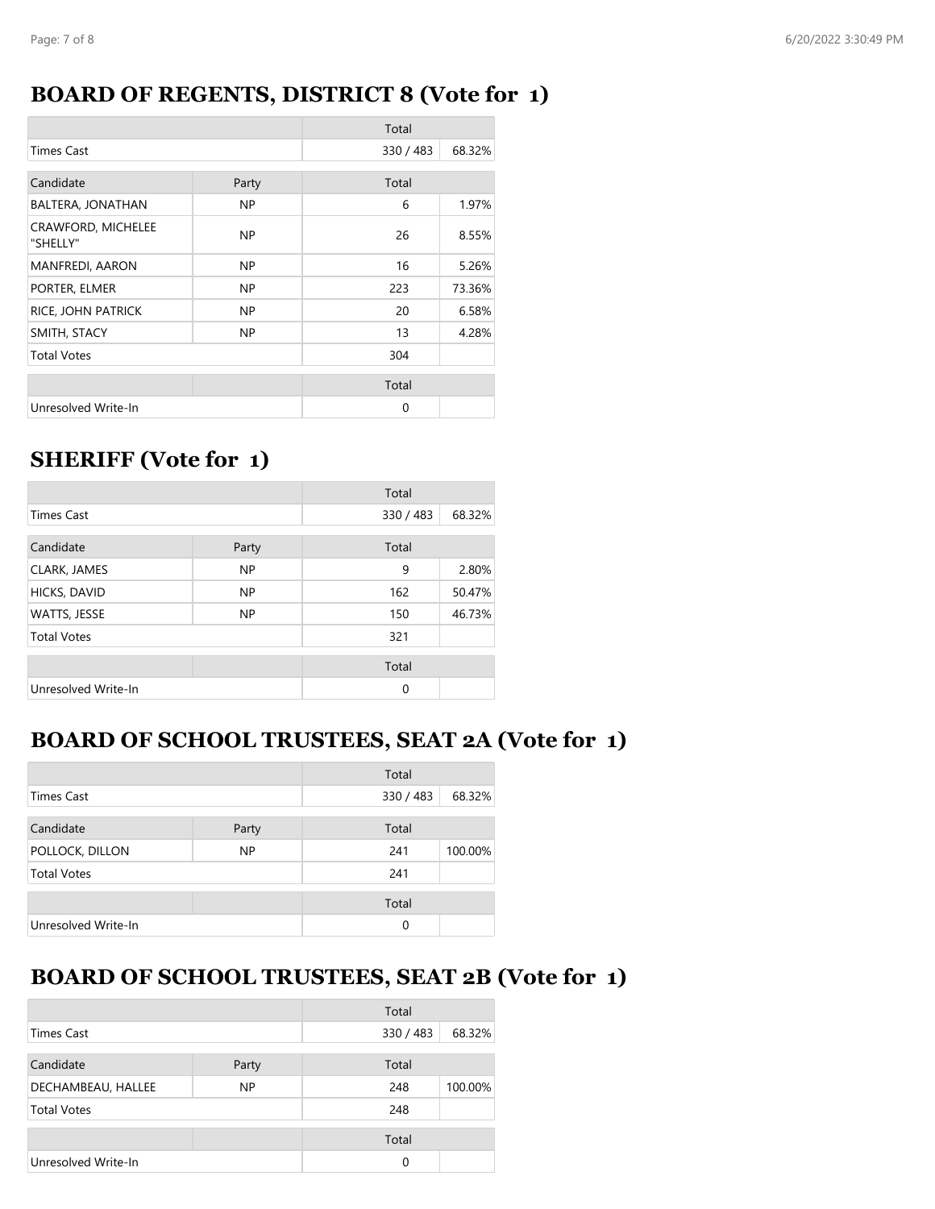## BOARD OF REGENTS, DISTRICT 8 (Vote for 1)

| | | Total | |
|---|---|---|---|
| Times Cast | | 330 / 483 | 68.32% |

| Candidate | Party | Total | |
|---|---|---|---|
| BALTERA, JONATHAN | NP | 6 | 1.97% |
| CRAWFORD, MICHELEE "SHELLY" | NP | 26 | 8.55% |
| MANFREDI, AARON | NP | 16 | 5.26% |
| PORTER, ELMER | NP | 223 | 73.36% |
| RICE, JOHN PATRICK | NP | 20 | 6.58% |
| SMITH, STACY | NP | 13 | 4.28% |
| Total Votes | | 304 | |

| | | Total | |
|---|---|---|---|
| Unresolved Write-In | | 0 | |

## SHERIFF (Vote for 1)

| | | Total | |
|---|---|---|---|
| Times Cast | | 330 / 483 | 68.32% |

| Candidate | Party | Total | |
|---|---|---|---|
| CLARK, JAMES | NP | 9 | 2.80% |
| HICKS, DAVID | NP | 162 | 50.47% |
| WATTS, JESSE | NP | 150 | 46.73% |
| Total Votes | | 321 | |

| | | Total | |
|---|---|---|---|
| Unresolved Write-In | | 0 | |

## BOARD OF SCHOOL TRUSTEES, SEAT 2A (Vote for 1)

| | | Total | |
|---|---|---|---|
| Times Cast | | 330 / 483 | 68.32% |

| Candidate | Party | Total | |
|---|---|---|---|
| POLLOCK, DILLON | NP | 241 | 100.00% |
| Total Votes | | 241 | |

| | | Total | |
|---|---|---|---|
| Unresolved Write-In | | 0 | |

## BOARD OF SCHOOL TRUSTEES, SEAT 2B (Vote for 1)

| | | Total | |
|---|---|---|---|
| Times Cast | | 330 / 483 | 68.32% |

| Candidate | Party | Total | |
|---|---|---|---|
| DECHAMBEAU, HALLEE | NP | 248 | 100.00% |
| Total Votes | | 248 | |

| | | Total | |
|---|---|---|---|
| Unresolved Write-In | | 0 | |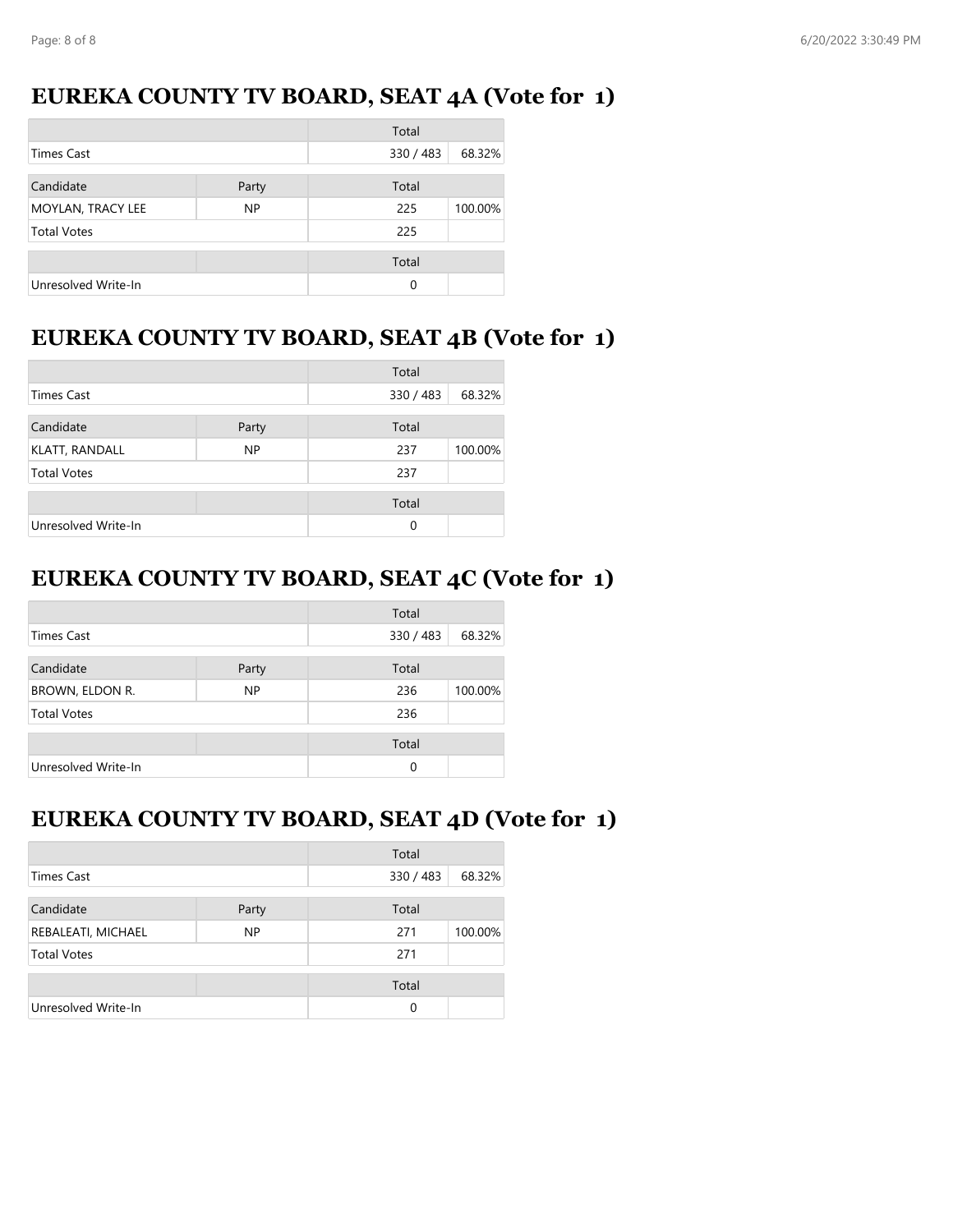## EUREKA COUNTY TV BOARD, SEAT 4A (Vote for 1)

| | | Total | |
|---|---|---|---|
| Times Cast | | 330 / 483 | 68.32% |
| Candidate | Party | Total | |
| MOYLAN, TRACY LEE | NP | 225 | 100.00% |
| Total Votes | | 225 | |
| | | Total | |
| Unresolved Write-In | | 0 | |

## EUREKA COUNTY TV BOARD, SEAT 4B (Vote for 1)

| | | Total | |
|---|---|---|---|
| Times Cast | | 330 / 483 | 68.32% |
| Candidate | Party | Total | |
| KLATT, RANDALL | NP | 237 | 100.00% |
| Total Votes | | 237 | |
| | | Total | |
| Unresolved Write-In | | 0 | |

## EUREKA COUNTY TV BOARD, SEAT 4C (Vote for 1)

| | | Total | |
|---|---|---|---|
| Times Cast | | 330 / 483 | 68.32% |
| Candidate | Party | Total | |
| BROWN, ELDON R. | NP | 236 | 100.00% |
| Total Votes | | 236 | |
| | | Total | |
| Unresolved Write-In | | 0 | |

## EUREKA COUNTY TV BOARD, SEAT 4D (Vote for 1)

| | | Total | |
|---|---|---|---|
| Times Cast | | 330 / 483 | 68.32% |
| Candidate | Party | Total | |
| REBALEATI, MICHAEL | NP | 271 | 100.00% |
| Total Votes | | 271 | |
| | | Total | |
| Unresolved Write-In | | 0 | |